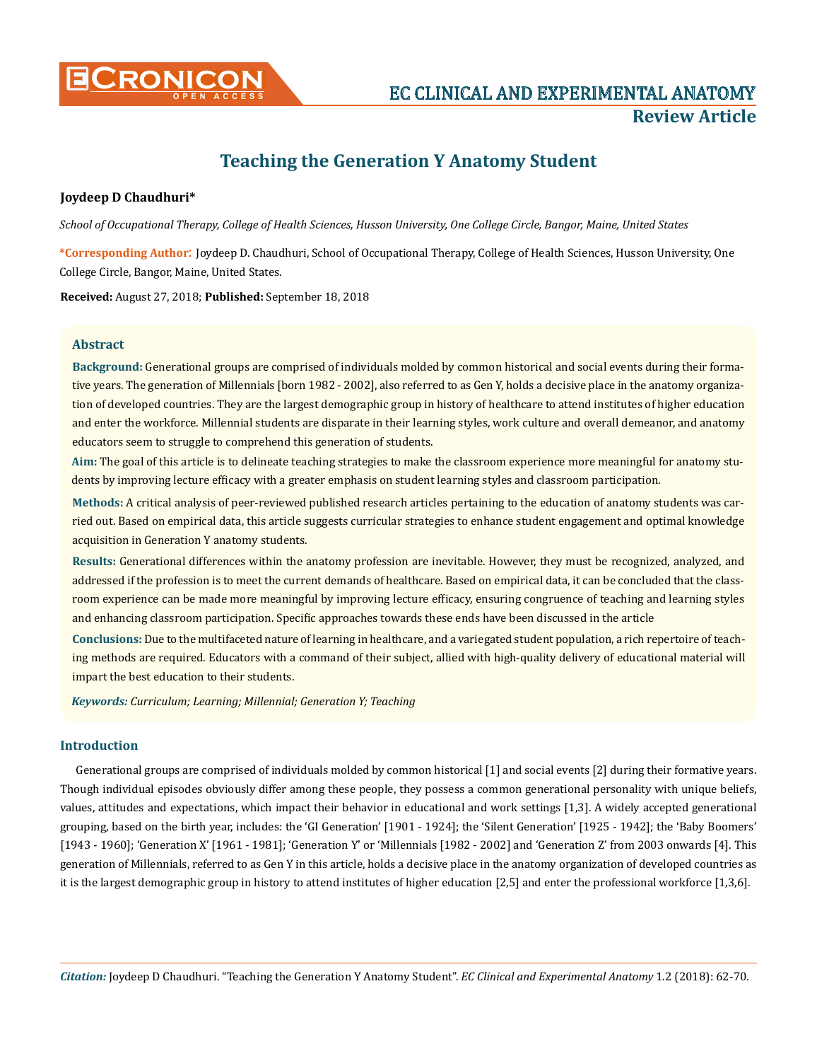Review Article

# Teaching the Generation Y Anatomy Student

**Joydeep D Chaudhuri***

*School of Occupational Therapy, College of Health Sciences, Husson University, One College Circle, Bangor, Maine, United States*

**\*Corresponding Author:** Joydeep D. Chaudhuri, School of Occupational Therapy, College of Health Sciences, Husson University, One College Circle, Bangor, Maine, United States.

**Received:** August 27, 2018; **Published:** September 18, 2018

## Abstract

**Background:** Generational groups are comprised of individuals molded by common historical and social events during their formative years. The generation of Millennials [born 1982 - 2002], also referred to as Gen Y, holds a decisive place in the anatomy organization of developed countries. They are the largest demographic group in history of healthcare to attend institutes of higher education and enter the workforce. Millennial students are disparate in their learning styles, work culture and overall demeanor, and anatomy educators seem to struggle to comprehend this generation of students.

**Aim:** The goal of this article is to delineate teaching strategies to make the classroom experience more meaningful for anatomy students by improving lecture efficacy with a greater emphasis on student learning styles and classroom participation.

**Methods:** A critical analysis of peer-reviewed published research articles pertaining to the education of anatomy students was carried out. Based on empirical data, this article suggests curricular strategies to enhance student engagement and optimal knowledge acquisition in Generation Y anatomy students.

**Results:** Generational differences within the anatomy profession are inevitable. However, they must be recognized, analyzed, and addressed if the profession is to meet the current demands of healthcare. Based on empirical data, it can be concluded that the classroom experience can be made more meaningful by improving lecture efficacy, ensuring congruence of teaching and learning styles and enhancing classroom participation. Specific approaches towards these ends have been discussed in the article

**Conclusions:** Due to the multifaceted nature of learning in healthcare, and a variegated student population, a rich repertoire of teaching methods are required. Educators with a command of their subject, allied with high-quality delivery of educational material will impart the best education to their students.

***Keywords:*** *Curriculum; Learning; Millennial; Generation Y; Teaching*

## Introduction

Generational groups are comprised of individuals molded by common historical [1] and social events [2] during their formative years. Though individual episodes obviously differ among these people, they possess a common generational personality with unique beliefs, values, attitudes and expectations, which impact their behavior in educational and work settings [1,3]. A widely accepted generational grouping, based on the birth year, includes: the 'GI Generation' [1901 - 1924]; the 'Silent Generation' [1925 - 1942]; the 'Baby Boomers' [1943 - 1960]; 'Generation X' [1961 - 1981]; 'Generation Y' or 'Millennials [1982 - 2002] and 'Generation Z' from 2003 onwards [4]. This generation of Millennials, referred to as Gen Y in this article, holds a decisive place in the anatomy organization of developed countries as it is the largest demographic group in history to attend institutes of higher education [2,5] and enter the professional workforce [1,3,6].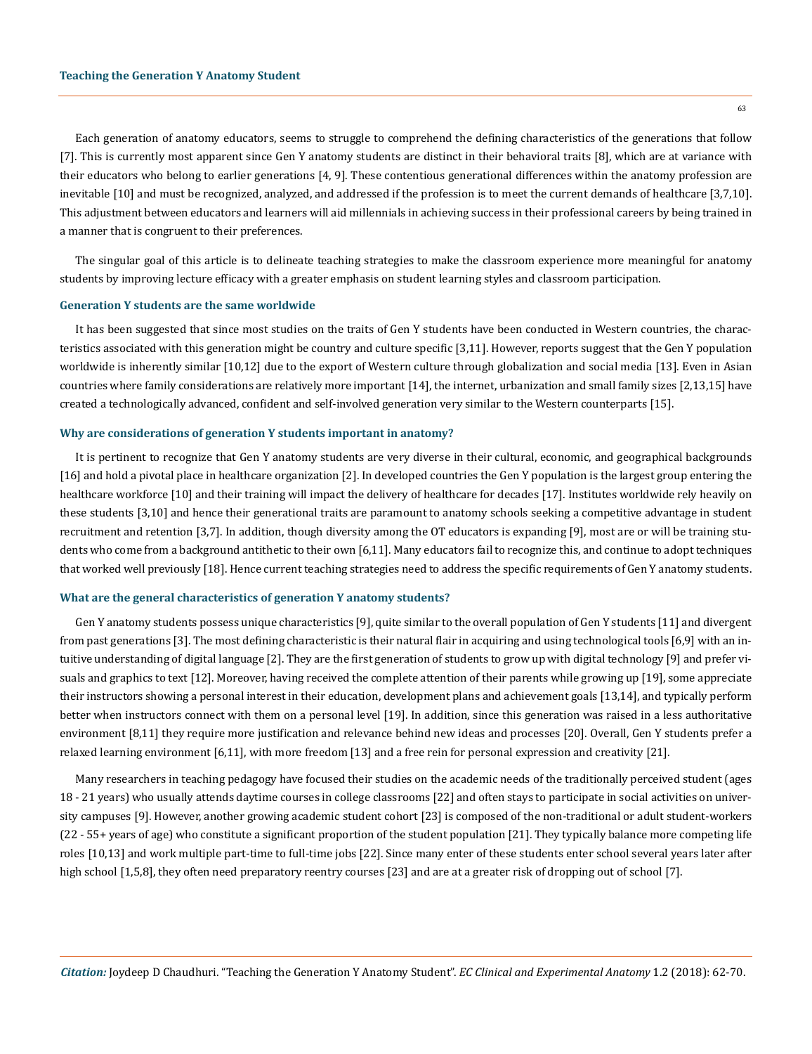Each generation of anatomy educators, seems to struggle to comprehend the defining characteristics of the generations that follow [7]. This is currently most apparent since Gen Y anatomy students are distinct in their behavioral traits [8], which are at variance with their educators who belong to earlier generations [4, 9]. These contentious generational differences within the anatomy profession are inevitable [10] and must be recognized, analyzed, and addressed if the profession is to meet the current demands of healthcare [3,7,10]. This adjustment between educators and learners will aid millennials in achieving success in their professional careers by being trained in a manner that is congruent to their preferences.

The singular goal of this article is to delineate teaching strategies to make the classroom experience more meaningful for anatomy students by improving lecture efficacy with a greater emphasis on student learning styles and classroom participation.

### Generation Y students are the same worldwide

It has been suggested that since most studies on the traits of Gen Y students have been conducted in Western countries, the characteristics associated with this generation might be country and culture specific [3,11]. However, reports suggest that the Gen Y population worldwide is inherently similar [10,12] due to the export of Western culture through globalization and social media [13]. Even in Asian countries where family considerations are relatively more important [14], the internet, urbanization and small family sizes [2,13,15] have created a technologically advanced, confident and self-involved generation very similar to the Western counterparts [15].

### Why are considerations of generation Y students important in anatomy?

It is pertinent to recognize that Gen Y anatomy students are very diverse in their cultural, economic, and geographical backgrounds [16] and hold a pivotal place in healthcare organization [2]. In developed countries the Gen Y population is the largest group entering the healthcare workforce [10] and their training will impact the delivery of healthcare for decades [17]. Institutes worldwide rely heavily on these students [3,10] and hence their generational traits are paramount to anatomy schools seeking a competitive advantage in student recruitment and retention [3,7]. In addition, though diversity among the OT educators is expanding [9], most are or will be training students who come from a background antithetic to their own [6,11]. Many educators fail to recognize this, and continue to adopt techniques that worked well previously [18]. Hence current teaching strategies need to address the specific requirements of Gen Y anatomy students.

### What are the general characteristics of generation Y anatomy students?

Gen Y anatomy students possess unique characteristics [9], quite similar to the overall population of Gen Y students [11] and divergent from past generations [3]. The most defining characteristic is their natural flair in acquiring and using technological tools [6,9] with an intuitive understanding of digital language [2]. They are the first generation of students to grow up with digital technology [9] and prefer visuals and graphics to text [12]. Moreover, having received the complete attention of their parents while growing up [19], some appreciate their instructors showing a personal interest in their education, development plans and achievement goals [13,14], and typically perform better when instructors connect with them on a personal level [19]. In addition, since this generation was raised in a less authoritative environment [8,11] they require more justification and relevance behind new ideas and processes [20]. Overall, Gen Y students prefer a relaxed learning environment [6,11], with more freedom [13] and a free rein for personal expression and creativity [21].

Many researchers in teaching pedagogy have focused their studies on the academic needs of the traditionally perceived student (ages 18 - 21 years) who usually attends daytime courses in college classrooms [22] and often stays to participate in social activities on university campuses [9]. However, another growing academic student cohort [23] is composed of the non-traditional or adult student-workers (22 - 55+ years of age) who constitute a significant proportion of the student population [21]. They typically balance more competing life roles [10,13] and work multiple part-time to full-time jobs [22]. Since many enter of these students enter school several years later after high school [1,5,8], they often need preparatory reentry courses [23] and are at a greater risk of dropping out of school [7].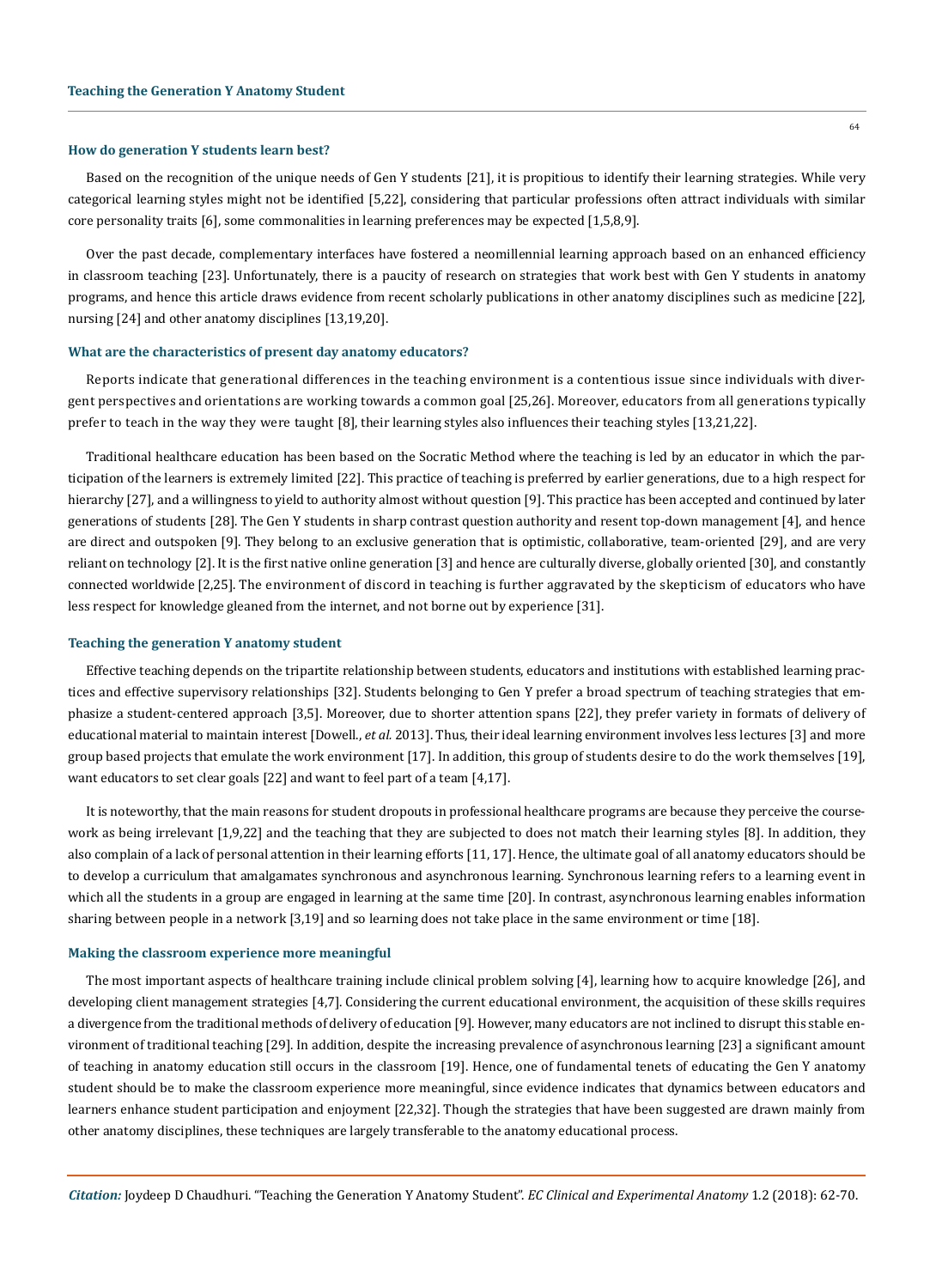### How do generation Y students learn best?

Based on the recognition of the unique needs of Gen Y students [21], it is propitious to identify their learning strategies. While very categorical learning styles might not be identified [5,22], considering that particular professions often attract individuals with similar core personality traits [6], some commonalities in learning preferences may be expected [1,5,8,9].

Over the past decade, complementary interfaces have fostered a neomillennial learning approach based on an enhanced efficiency in classroom teaching [23]. Unfortunately, there is a paucity of research on strategies that work best with Gen Y students in anatomy programs, and hence this article draws evidence from recent scholarly publications in other anatomy disciplines such as medicine [22], nursing [24] and other anatomy disciplines [13,19,20].

### What are the characteristics of present day anatomy educators?

Reports indicate that generational differences in the teaching environment is a contentious issue since individuals with divergent perspectives and orientations are working towards a common goal [25,26]. Moreover, educators from all generations typically prefer to teach in the way they were taught [8], their learning styles also influences their teaching styles [13,21,22].

Traditional healthcare education has been based on the Socratic Method where the teaching is led by an educator in which the participation of the learners is extremely limited [22]. This practice of teaching is preferred by earlier generations, due to a high respect for hierarchy [27], and a willingness to yield to authority almost without question [9]. This practice has been accepted and continued by later generations of students [28]. The Gen Y students in sharp contrast question authority and resent top-down management [4], and hence are direct and outspoken [9]. They belong to an exclusive generation that is optimistic, collaborative, team-oriented [29], and are very reliant on technology [2]. It is the first native online generation [3] and hence are culturally diverse, globally oriented [30], and constantly connected worldwide [2,25]. The environment of discord in teaching is further aggravated by the skepticism of educators who have less respect for knowledge gleaned from the internet, and not borne out by experience [31].

### Teaching the generation Y anatomy student

Effective teaching depends on the tripartite relationship between students, educators and institutions with established learning practices and effective supervisory relationships [32]. Students belonging to Gen Y prefer a broad spectrum of teaching strategies that emphasize a student-centered approach [3,5]. Moreover, due to shorter attention spans [22], they prefer variety in formats of delivery of educational material to maintain interest [Dowell., *et al.* 2013]. Thus, their ideal learning environment involves less lectures [3] and more group based projects that emulate the work environment [17]. In addition, this group of students desire to do the work themselves [19], want educators to set clear goals [22] and want to feel part of a team [4,17].

It is noteworthy, that the main reasons for student dropouts in professional healthcare programs are because they perceive the coursework as being irrelevant [1,9,22] and the teaching that they are subjected to does not match their learning styles [8]. In addition, they also complain of a lack of personal attention in their learning efforts [11, 17]. Hence, the ultimate goal of all anatomy educators should be to develop a curriculum that amalgamates synchronous and asynchronous learning. Synchronous learning refers to a learning event in which all the students in a group are engaged in learning at the same time [20]. In contrast, asynchronous learning enables information sharing between people in a network [3,19] and so learning does not take place in the same environment or time [18].

### Making the classroom experience more meaningful

The most important aspects of healthcare training include clinical problem solving [4], learning how to acquire knowledge [26], and developing client management strategies [4,7]. Considering the current educational environment, the acquisition of these skills requires a divergence from the traditional methods of delivery of education [9]. However, many educators are not inclined to disrupt this stable environment of traditional teaching [29]. In addition, despite the increasing prevalence of asynchronous learning [23] a significant amount of teaching in anatomy education still occurs in the classroom [19]. Hence, one of fundamental tenets of educating the Gen Y anatomy student should be to make the classroom experience more meaningful, since evidence indicates that dynamics between educators and learners enhance student participation and enjoyment [22,32]. Though the strategies that have been suggested are drawn mainly from other anatomy disciplines, these techniques are largely transferable to the anatomy educational process.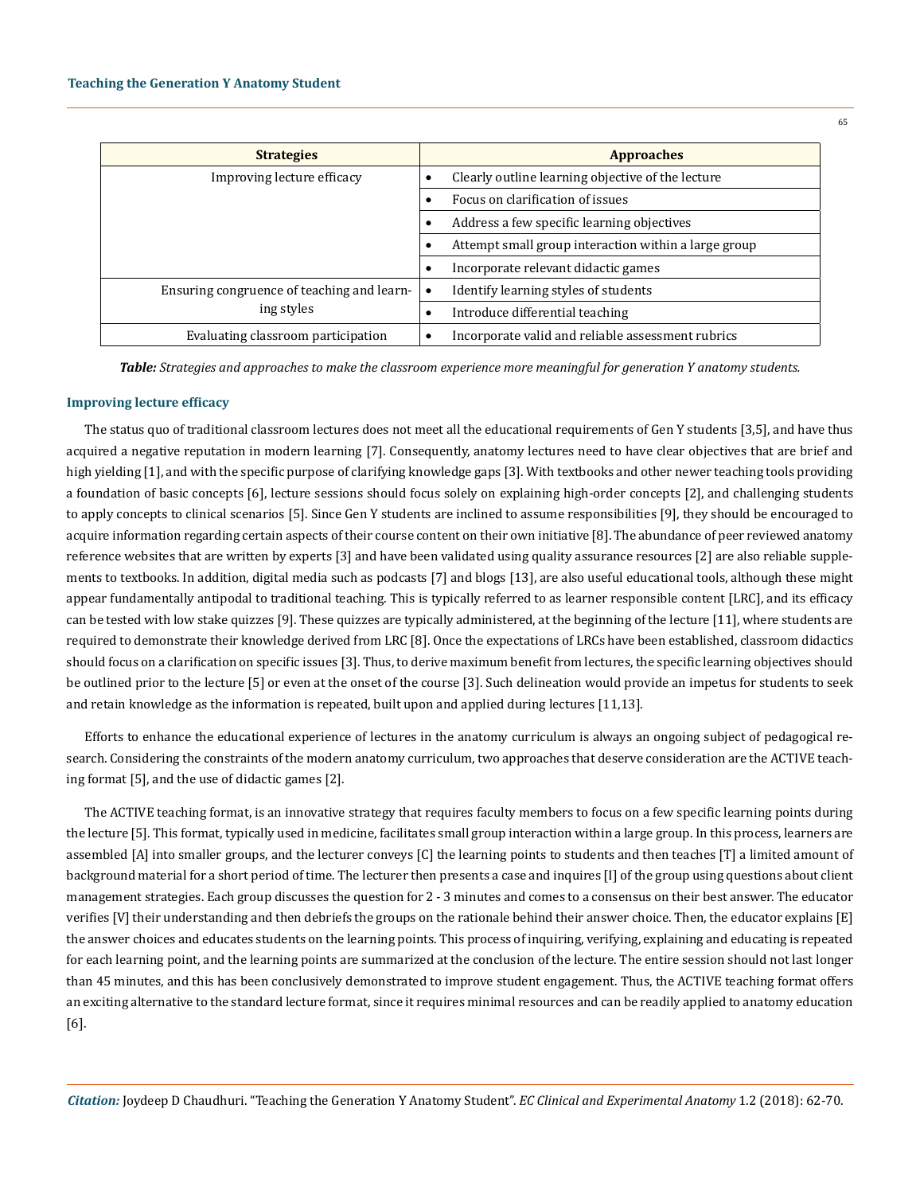| Strategies | Approaches |
|---|---|
| Improving lecture efficacy | • Clearly outline learning objective of the lecture |
| | • Focus on clarification of issues |
| | • Address a few specific learning objectives |
| | • Attempt small group interaction within a large group |
| | • Incorporate relevant didactic games |
| Ensuring congruence of teaching and learning styles | • Identify learning styles of students |
| | • Introduce differential teaching |
| Evaluating classroom participation | • Incorporate valid and reliable assessment rubrics |

***Table:*** *Strategies and approaches to make the classroom experience more meaningful for generation Y anatomy students.*

### Improving lecture efficacy

The status quo of traditional classroom lectures does not meet all the educational requirements of Gen Y students [3,5], and have thus acquired a negative reputation in modern learning [7]. Consequently, anatomy lectures need to have clear objectives that are brief and high yielding [1], and with the specific purpose of clarifying knowledge gaps [3]. With textbooks and other newer teaching tools providing a foundation of basic concepts [6], lecture sessions should focus solely on explaining high-order concepts [2], and challenging students to apply concepts to clinical scenarios [5]. Since Gen Y students are inclined to assume responsibilities [9], they should be encouraged to acquire information regarding certain aspects of their course content on their own initiative [8]. The abundance of peer reviewed anatomy reference websites that are written by experts [3] and have been validated using quality assurance resources [2] are also reliable supplements to textbooks. In addition, digital media such as podcasts [7] and blogs [13], are also useful educational tools, although these might appear fundamentally antipodal to traditional teaching. This is typically referred to as learner responsible content [LRC], and its efficacy can be tested with low stake quizzes [9]. These quizzes are typically administered, at the beginning of the lecture [11], where students are required to demonstrate their knowledge derived from LRC [8]. Once the expectations of LRCs have been established, classroom didactics should focus on a clarification on specific issues [3]. Thus, to derive maximum benefit from lectures, the specific learning objectives should be outlined prior to the lecture [5] or even at the onset of the course [3]. Such delineation would provide an impetus for students to seek and retain knowledge as the information is repeated, built upon and applied during lectures [11,13].

Efforts to enhance the educational experience of lectures in the anatomy curriculum is always an ongoing subject of pedagogical research. Considering the constraints of the modern anatomy curriculum, two approaches that deserve consideration are the ACTIVE teaching format [5], and the use of didactic games [2].

The ACTIVE teaching format, is an innovative strategy that requires faculty members to focus on a few specific learning points during the lecture [5]. This format, typically used in medicine, facilitates small group interaction within a large group. In this process, learners are assembled [A] into smaller groups, and the lecturer conveys [C] the learning points to students and then teaches [T] a limited amount of background material for a short period of time. The lecturer then presents a case and inquires [I] of the group using questions about client management strategies. Each group discusses the question for 2 - 3 minutes and comes to a consensus on their best answer. The educator verifies [V] their understanding and then debriefs the groups on the rationale behind their answer choice. Then, the educator explains [E] the answer choices and educates students on the learning points. This process of inquiring, verifying, explaining and educating is repeated for each learning point, and the learning points are summarized at the conclusion of the lecture. The entire session should not last longer than 45 minutes, and this has been conclusively demonstrated to improve student engagement. Thus, the ACTIVE teaching format offers an exciting alternative to the standard lecture format, since it requires minimal resources and can be readily applied to anatomy education [6].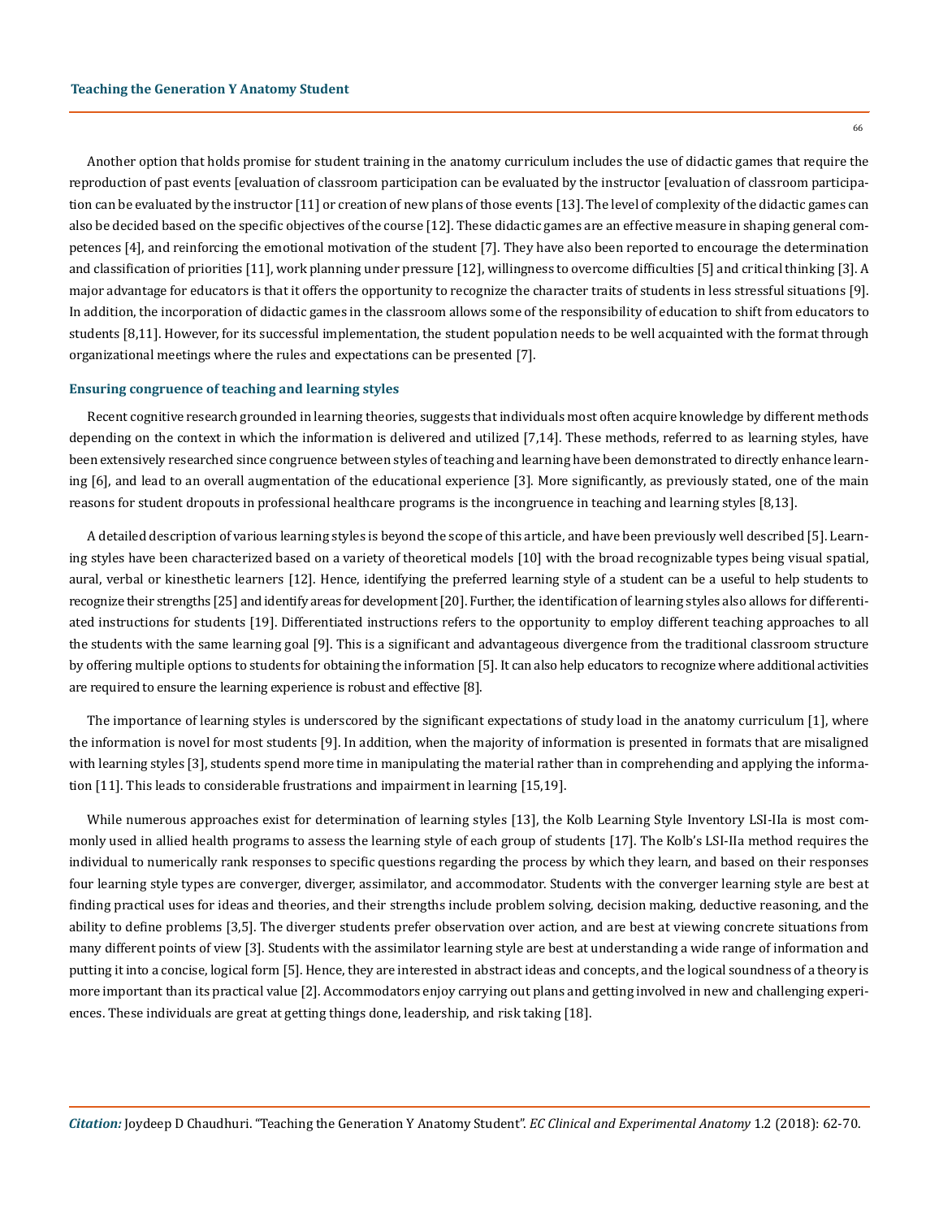Another option that holds promise for student training in the anatomy curriculum includes the use of didactic games that require the reproduction of past events [evaluation of classroom participation can be evaluated by the instructor [evaluation of classroom participation can be evaluated by the instructor [11] or creation of new plans of those events [13]. The level of complexity of the didactic games can also be decided based on the specific objectives of the course [12]. These didactic games are an effective measure in shaping general competences [4], and reinforcing the emotional motivation of the student [7]. They have also been reported to encourage the determination and classification of priorities [11], work planning under pressure [12], willingness to overcome difficulties [5] and critical thinking [3]. A major advantage for educators is that it offers the opportunity to recognize the character traits of students in less stressful situations [9]. In addition, the incorporation of didactic games in the classroom allows some of the responsibility of education to shift from educators to students [8,11]. However, for its successful implementation, the student population needs to be well acquainted with the format through organizational meetings where the rules and expectations can be presented [7].

### Ensuring congruence of teaching and learning styles

Recent cognitive research grounded in learning theories, suggests that individuals most often acquire knowledge by different methods depending on the context in which the information is delivered and utilized [7,14]. These methods, referred to as learning styles, have been extensively researched since congruence between styles of teaching and learning have been demonstrated to directly enhance learning [6], and lead to an overall augmentation of the educational experience [3]. More significantly, as previously stated, one of the main reasons for student dropouts in professional healthcare programs is the incongruence in teaching and learning styles [8,13].

A detailed description of various learning styles is beyond the scope of this article, and have been previously well described [5]. Learning styles have been characterized based on a variety of theoretical models [10] with the broad recognizable types being visual spatial, aural, verbal or kinesthetic learners [12]. Hence, identifying the preferred learning style of a student can be a useful to help students to recognize their strengths [25] and identify areas for development [20]. Further, the identification of learning styles also allows for differentiated instructions for students [19]. Differentiated instructions refers to the opportunity to employ different teaching approaches to all the students with the same learning goal [9]. This is a significant and advantageous divergence from the traditional classroom structure by offering multiple options to students for obtaining the information [5]. It can also help educators to recognize where additional activities are required to ensure the learning experience is robust and effective [8].

The importance of learning styles is underscored by the significant expectations of study load in the anatomy curriculum [1], where the information is novel for most students [9]. In addition, when the majority of information is presented in formats that are misaligned with learning styles [3], students spend more time in manipulating the material rather than in comprehending and applying the information [11]. This leads to considerable frustrations and impairment in learning [15,19].

While numerous approaches exist for determination of learning styles [13], the Kolb Learning Style Inventory LSI-IIa is most commonly used in allied health programs to assess the learning style of each group of students [17]. The Kolb's LSI-IIa method requires the individual to numerically rank responses to specific questions regarding the process by which they learn, and based on their responses four learning style types are converger, diverger, assimilator, and accommodator. Students with the converger learning style are best at finding practical uses for ideas and theories, and their strengths include problem solving, decision making, deductive reasoning, and the ability to define problems [3,5]. The diverger students prefer observation over action, and are best at viewing concrete situations from many different points of view [3]. Students with the assimilator learning style are best at understanding a wide range of information and putting it into a concise, logical form [5]. Hence, they are interested in abstract ideas and concepts, and the logical soundness of a theory is more important than its practical value [2]. Accommodators enjoy carrying out plans and getting involved in new and challenging experiences. These individuals are great at getting things done, leadership, and risk taking [18].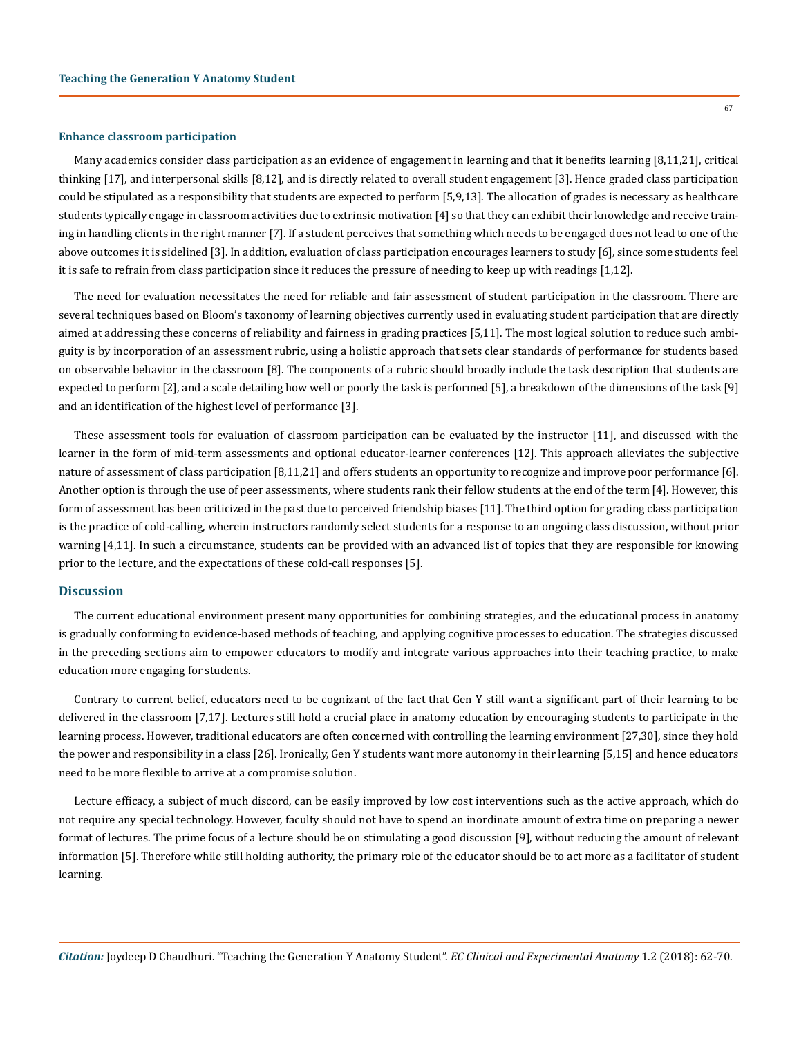### Enhance classroom participation

Many academics consider class participation as an evidence of engagement in learning and that it benefits learning [8,11,21], critical thinking [17], and interpersonal skills [8,12], and is directly related to overall student engagement [3]. Hence graded class participation could be stipulated as a responsibility that students are expected to perform [5,9,13]. The allocation of grades is necessary as healthcare students typically engage in classroom activities due to extrinsic motivation [4] so that they can exhibit their knowledge and receive training in handling clients in the right manner [7]. If a student perceives that something which needs to be engaged does not lead to one of the above outcomes it is sidelined [3]. In addition, evaluation of class participation encourages learners to study [6], since some students feel it is safe to refrain from class participation since it reduces the pressure of needing to keep up with readings [1,12].

The need for evaluation necessitates the need for reliable and fair assessment of student participation in the classroom. There are several techniques based on Bloom's taxonomy of learning objectives currently used in evaluating student participation that are directly aimed at addressing these concerns of reliability and fairness in grading practices [5,11]. The most logical solution to reduce such ambiguity is by incorporation of an assessment rubric, using a holistic approach that sets clear standards of performance for students based on observable behavior in the classroom [8]. The components of a rubric should broadly include the task description that students are expected to perform [2], and a scale detailing how well or poorly the task is performed [5], a breakdown of the dimensions of the task [9] and an identification of the highest level of performance [3].

These assessment tools for evaluation of classroom participation can be evaluated by the instructor [11], and discussed with the learner in the form of mid-term assessments and optional educator-learner conferences [12]. This approach alleviates the subjective nature of assessment of class participation [8,11,21] and offers students an opportunity to recognize and improve poor performance [6]. Another option is through the use of peer assessments, where students rank their fellow students at the end of the term [4]. However, this form of assessment has been criticized in the past due to perceived friendship biases [11]. The third option for grading class participation is the practice of cold-calling, wherein instructors randomly select students for a response to an ongoing class discussion, without prior warning [4,11]. In such a circumstance, students can be provided with an advanced list of topics that they are responsible for knowing prior to the lecture, and the expectations of these cold-call responses [5].

## Discussion

The current educational environment present many opportunities for combining strategies, and the educational process in anatomy is gradually conforming to evidence-based methods of teaching, and applying cognitive processes to education. The strategies discussed in the preceding sections aim to empower educators to modify and integrate various approaches into their teaching practice, to make education more engaging for students.

Contrary to current belief, educators need to be cognizant of the fact that Gen Y still want a significant part of their learning to be delivered in the classroom [7,17]. Lectures still hold a crucial place in anatomy education by encouraging students to participate in the learning process. However, traditional educators are often concerned with controlling the learning environment [27,30], since they hold the power and responsibility in a class [26]. Ironically, Gen Y students want more autonomy in their learning [5,15] and hence educators need to be more flexible to arrive at a compromise solution.

Lecture efficacy, a subject of much discord, can be easily improved by low cost interventions such as the active approach, which do not require any special technology. However, faculty should not have to spend an inordinate amount of extra time on preparing a newer format of lectures. The prime focus of a lecture should be on stimulating a good discussion [9], without reducing the amount of relevant information [5]. Therefore while still holding authority, the primary role of the educator should be to act more as a facilitator of student learning.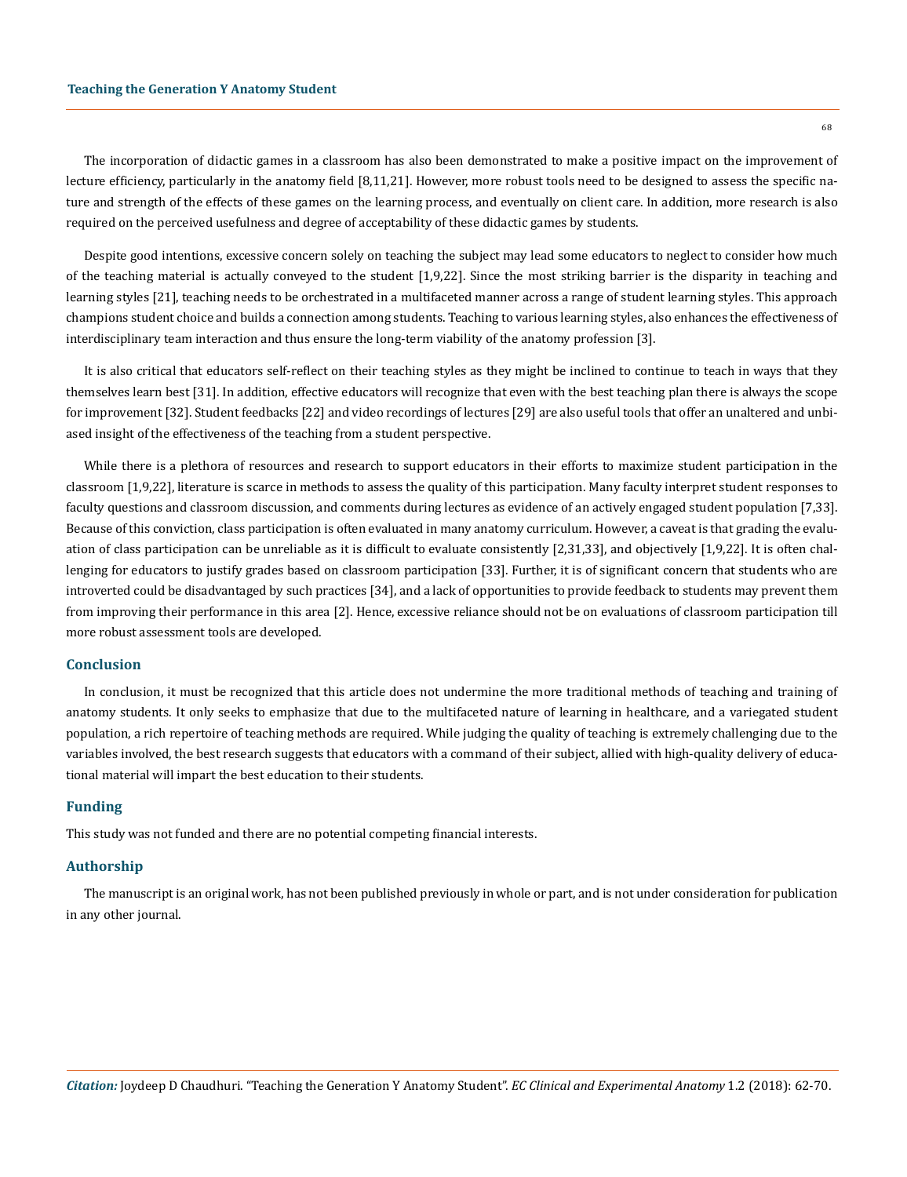The incorporation of didactic games in a classroom has also been demonstrated to make a positive impact on the improvement of lecture efficiency, particularly in the anatomy field [8,11,21]. However, more robust tools need to be designed to assess the specific nature and strength of the effects of these games on the learning process, and eventually on client care. In addition, more research is also required on the perceived usefulness and degree of acceptability of these didactic games by students.

Despite good intentions, excessive concern solely on teaching the subject may lead some educators to neglect to consider how much of the teaching material is actually conveyed to the student [1,9,22]. Since the most striking barrier is the disparity in teaching and learning styles [21], teaching needs to be orchestrated in a multifaceted manner across a range of student learning styles. This approach champions student choice and builds a connection among students. Teaching to various learning styles, also enhances the effectiveness of interdisciplinary team interaction and thus ensure the long-term viability of the anatomy profession [3].

It is also critical that educators self-reflect on their teaching styles as they might be inclined to continue to teach in ways that they themselves learn best [31]. In addition, effective educators will recognize that even with the best teaching plan there is always the scope for improvement [32]. Student feedbacks [22] and video recordings of lectures [29] are also useful tools that offer an unaltered and unbiased insight of the effectiveness of the teaching from a student perspective.

While there is a plethora of resources and research to support educators in their efforts to maximize student participation in the classroom [1,9,22], literature is scarce in methods to assess the quality of this participation. Many faculty interpret student responses to faculty questions and classroom discussion, and comments during lectures as evidence of an actively engaged student population [7,33]. Because of this conviction, class participation is often evaluated in many anatomy curriculum. However, a caveat is that grading the evaluation of class participation can be unreliable as it is difficult to evaluate consistently [2,31,33], and objectively [1,9,22]. It is often challenging for educators to justify grades based on classroom participation [33]. Further, it is of significant concern that students who are introverted could be disadvantaged by such practices [34], and a lack of opportunities to provide feedback to students may prevent them from improving their performance in this area [2]. Hence, excessive reliance should not be on evaluations of classroom participation till more robust assessment tools are developed.

## Conclusion

In conclusion, it must be recognized that this article does not undermine the more traditional methods of teaching and training of anatomy students. It only seeks to emphasize that due to the multifaceted nature of learning in healthcare, and a variegated student population, a rich repertoire of teaching methods are required. While judging the quality of teaching is extremely challenging due to the variables involved, the best research suggests that educators with a command of their subject, allied with high-quality delivery of educational material will impart the best education to their students.

## Funding

This study was not funded and there are no potential competing financial interests.

## Authorship

The manuscript is an original work, has not been published previously in whole or part, and is not under consideration for publication in any other journal.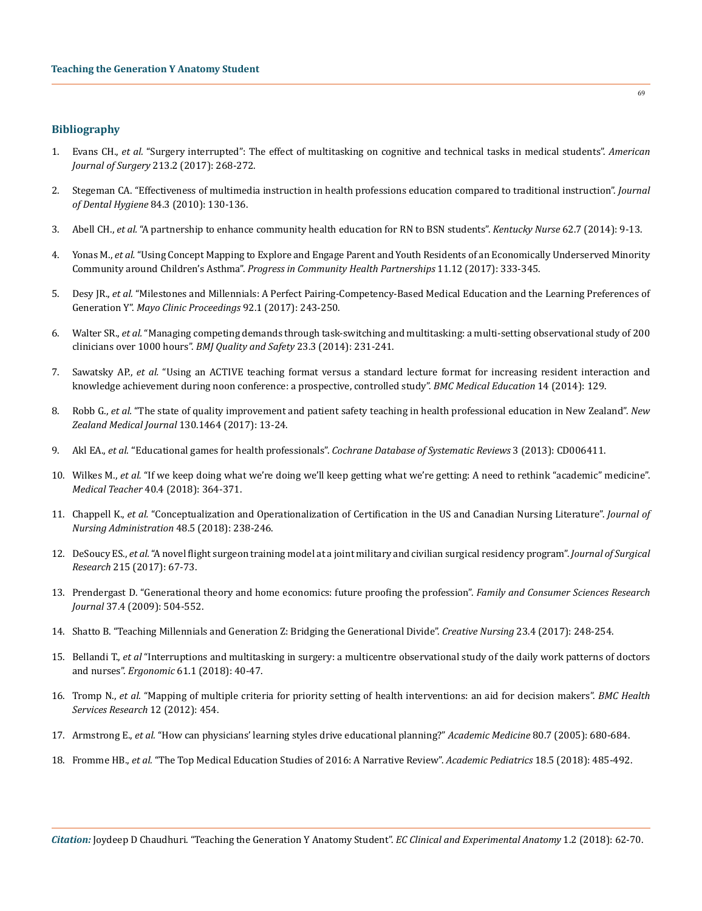## Bibliography

1. Evans CH., *et al.* "Surgery interrupted": The effect of multitasking on cognitive and technical tasks in medical students". *American Journal of Surgery* 213.2 (2017): 268-272.

2. Stegeman CA. "Effectiveness of multimedia instruction in health professions education compared to traditional instruction". *Journal of Dental Hygiene* 84.3 (2010): 130-136.

3. Abell CH., *et al.* "A partnership to enhance community health education for RN to BSN students". *Kentucky Nurse* 62.7 (2014): 9-13.

4. Yonas M., *et al.* "Using Concept Mapping to Explore and Engage Parent and Youth Residents of an Economically Underserved Minority Community around Children's Asthma". *Progress in Community Health Partnerships* 11.12 (2017): 333-345.

5. Desy JR., *et al.* "Milestones and Millennials: A Perfect Pairing-Competency-Based Medical Education and the Learning Preferences of Generation Y". *Mayo Clinic Proceedings* 92.1 (2017): 243-250.

6. Walter SR., *et al.* "Managing competing demands through task-switching and multitasking: a multi-setting observational study of 200 clinicians over 1000 hours". *BMJ Quality and Safety* 23.3 (2014): 231-241.

7. Sawatsky AP., *et al.* "Using an ACTIVE teaching format versus a standard lecture format for increasing resident interaction and knowledge achievement during noon conference: a prospective, controlled study". *BMC Medical Education* 14 (2014): 129.

8. Robb G., *et al.* "The state of quality improvement and patient safety teaching in health professional education in New Zealand". *New Zealand Medical Journal* 130.1464 (2017): 13-24.

9. Akl EA., *et al.* "Educational games for health professionals". *Cochrane Database of Systematic Reviews* 3 (2013): CD006411.

10. Wilkes M., *et al.* "If we keep doing what we're doing we'll keep getting what we're getting: A need to rethink "academic" medicine". *Medical Teacher* 40.4 (2018): 364-371.

11. Chappell K., *et al.* "Conceptualization and Operationalization of Certification in the US and Canadian Nursing Literature". *Journal of Nursing Administration* 48.5 (2018): 238-246.

12. DeSoucy ES., *et al.* "A novel flight surgeon training model at a joint military and civilian surgical residency program". *Journal of Surgical Research* 215 (2017): 67-73.

13. Prendergast D. "Generational theory and home economics: future proofing the profession". *Family and Consumer Sciences Research Journal* 37.4 (2009): 504-552.

14. Shatto B. "Teaching Millennials and Generation Z: Bridging the Generational Divide". *Creative Nursing* 23.4 (2017): 248-254.

15. Bellandi T., *et al* "Interruptions and multitasking in surgery: a multicentre observational study of the daily work patterns of doctors and nurses". *Ergonomic* 61.1 (2018): 40-47.

16. Tromp N., *et al.* "Mapping of multiple criteria for priority setting of health interventions: an aid for decision makers". *BMC Health Services Research* 12 (2012): 454.

17. Armstrong E., *et al.* "How can physicians' learning styles drive educational planning?" *Academic Medicine* 80.7 (2005): 680-684.

18. Fromme HB., *et al.* "The Top Medical Education Studies of 2016: A Narrative Review". *Academic Pediatrics* 18.5 (2018): 485-492.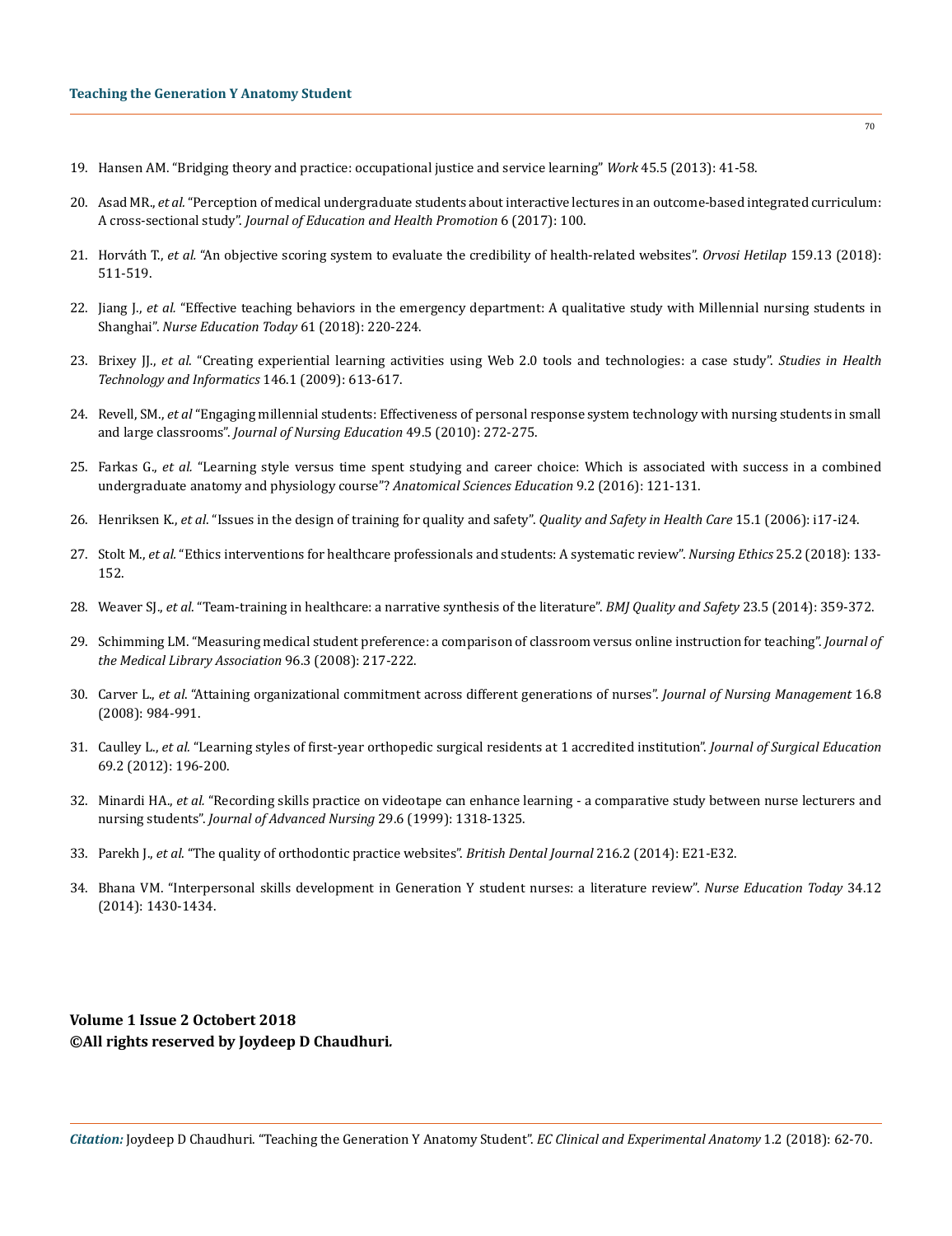19. Hansen AM. "Bridging theory and practice: occupational justice and service learning" *Work* 45.5 (2013): 41-58.

20. Asad MR., *et al.* "Perception of medical undergraduate students about interactive lectures in an outcome-based integrated curriculum: A cross-sectional study". *Journal of Education and Health Promotion* 6 (2017): 100.

21. Horváth T., *et al.* "An objective scoring system to evaluate the credibility of health-related websites". *Orvosi Hetilap* 159.13 (2018): 511-519.

22. Jiang J., *et al.* "Effective teaching behaviors in the emergency department: A qualitative study with Millennial nursing students in Shanghai". *Nurse Education Today* 61 (2018): 220-224.

23. Brixey JJ., *et al*. "Creating experiential learning activities using Web 2.0 tools and technologies: a case study". *Studies in Health Technology and Informatics* 146.1 (2009): 613-617.

24. Revell, SM., *et al* "Engaging millennial students: Effectiveness of personal response system technology with nursing students in small and large classrooms". *Journal of Nursing Education* 49.5 (2010): 272-275.

25. Farkas G., *et al.* "Learning style versus time spent studying and career choice: Which is associated with success in a combined undergraduate anatomy and physiology course"? *Anatomical Sciences Education* 9.2 (2016): 121-131.

26. Henriksen K., *et al*. "Issues in the design of training for quality and safety". *Quality and Safety in Health Care* 15.1 (2006): i17-i24.

27. Stolt M., *et al.* "Ethics interventions for healthcare professionals and students: A systematic review". *Nursing Ethics* 25.2 (2018): 133-152.

28. Weaver SJ., *et al*. "Team-training in healthcare: a narrative synthesis of the literature". *BMJ Quality and Safety* 23.5 (2014): 359-372.

29. Schimming LM. "Measuring medical student preference: a comparison of classroom versus online instruction for teaching". *Journal of the Medical Library Association* 96.3 (2008): 217-222.

30. Carver L., *et al*. "Attaining organizational commitment across different generations of nurses". *Journal of Nursing Management* 16.8 (2008): 984-991.

31. Caulley L., *et al.* "Learning styles of first-year orthopedic surgical residents at 1 accredited institution". *Journal of Surgical Education* 69.2 (2012): 196-200.

32. Minardi HA., *et al.* "Recording skills practice on videotape can enhance learning - a comparative study between nurse lecturers and nursing students". *Journal of Advanced Nursing* 29.6 (1999): 1318-1325.

33. Parekh J., *et al*. "The quality of orthodontic practice websites". *British Dental Journal* 216.2 (2014): E21-E32.

34. Bhana VM. "Interpersonal skills development in Generation Y student nurses: a literature review". *Nurse Education Today* 34.12 (2014): 1430-1434.

**Volume 1 Issue 2 Octobert 2018**
**©All rights reserved by Joydeep D Chaudhuri.**